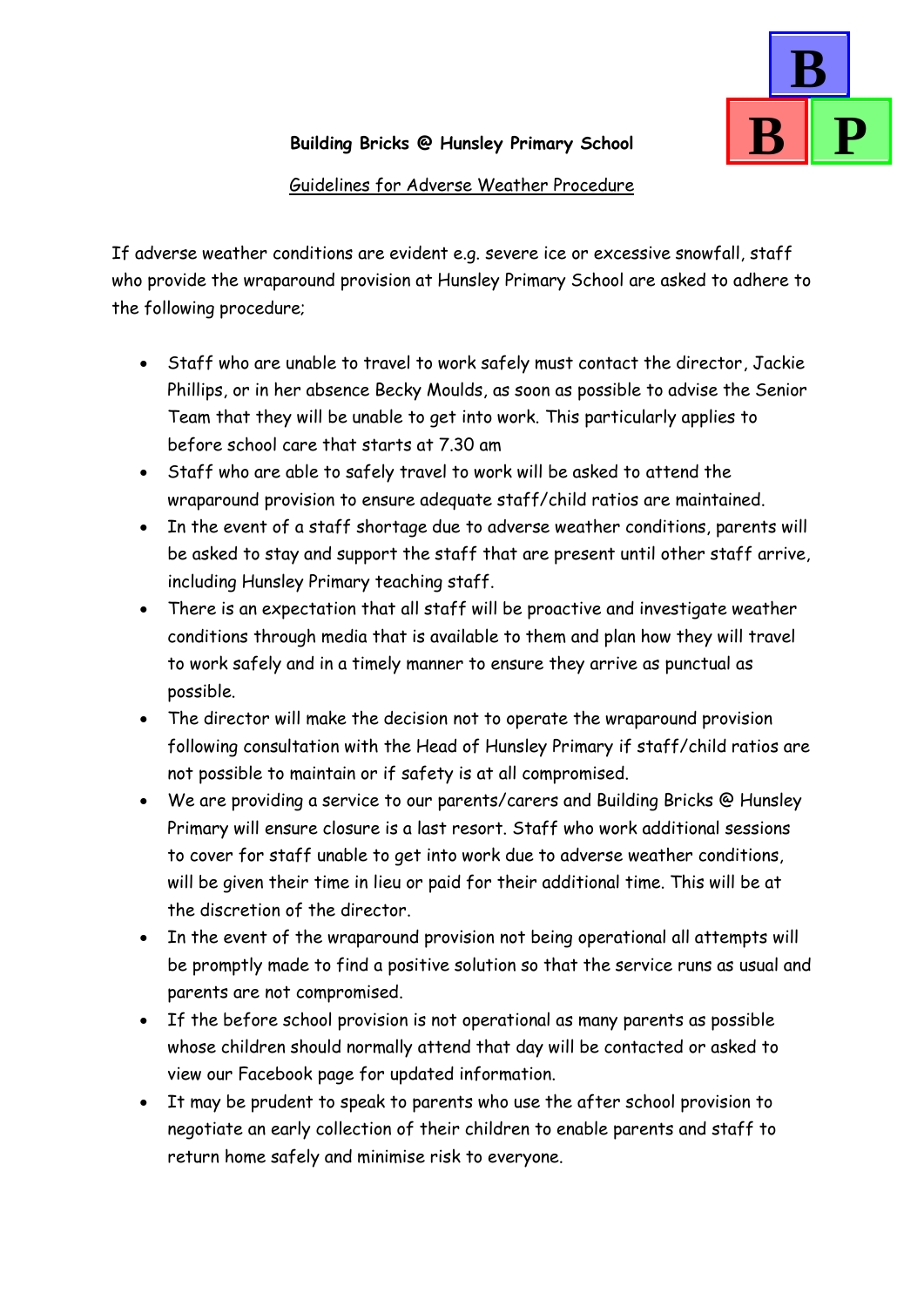**Building Bricks @ Hunsley Primary School**

Guidelines for Adverse Weather Procedure

If adverse weather conditions are evident e.g. severe ice or excessive snowfall, staff who provide the wraparound provision at Hunsley Primary School are asked to adhere to the following procedure;

- Staff who are unable to travel to work safely must contact the director, Jackie Phillips, or in her absence Becky Moulds, as soon as possible to advise the Senior Team that they will be unable to get into work. This particularly applies to before school care that starts at 7.30 am
- Staff who are able to safely travel to work will be asked to attend the wraparound provision to ensure adequate staff/child ratios are maintained.
- In the event of a staff shortage due to adverse weather conditions, parents will be asked to stay and support the staff that are present until other staff arrive, including Hunsley Primary teaching staff.
- There is an expectation that all staff will be proactive and investigate weather conditions through media that is available to them and plan how they will travel to work safely and in a timely manner to ensure they arrive as punctual as possible.
- The director will make the decision not to operate the wraparound provision following consultation with the Head of Hunsley Primary if staff/child ratios are not possible to maintain or if safety is at all compromised.
- We are providing a service to our parents/carers and Building Bricks @ Hunsley Primary will ensure closure is a last resort. Staff who work additional sessions to cover for staff unable to get into work due to adverse weather conditions, will be given their time in lieu or paid for their additional time. This will be at the discretion of the director.
- In the event of the wraparound provision not being operational all attempts will be promptly made to find a positive solution so that the service runs as usual and parents are not compromised.
- If the before school provision is not operational as many parents as possible whose children should normally attend that day will be contacted or asked to view our Facebook page for updated information.
- It may be prudent to speak to parents who use the after school provision to negotiate an early collection of their children to enable parents and staff to return home safely and minimise risk to everyone.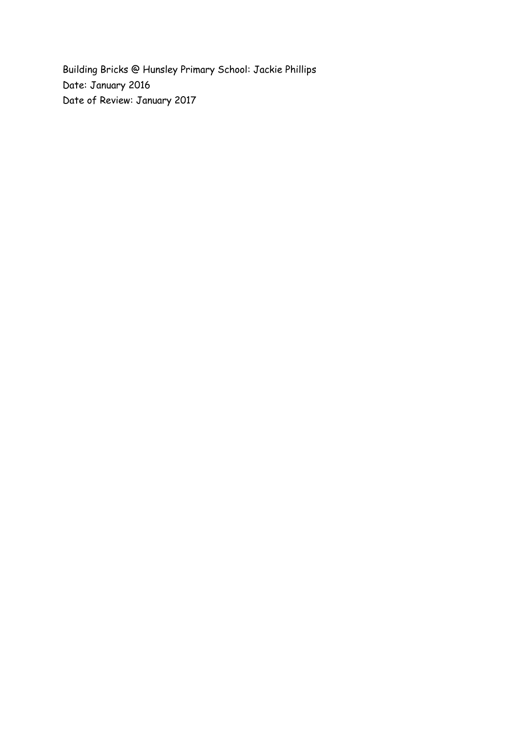Building Bricks @ Hunsley Primary School: Jackie Phillips

Date: January 2016

Date of Review: January 2017